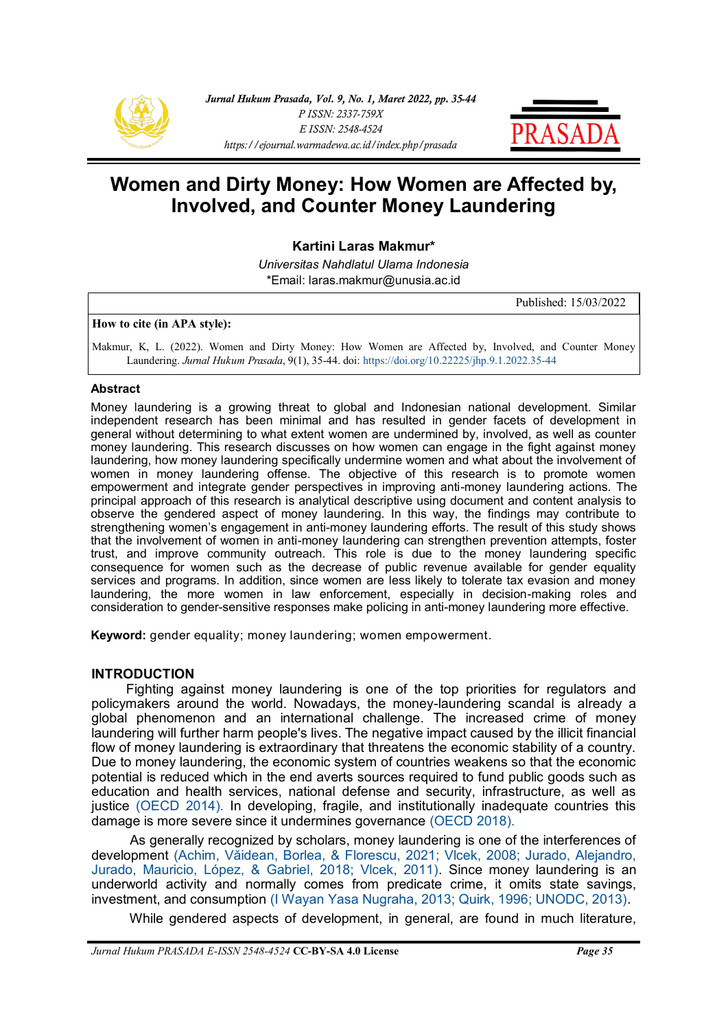# Women and Dirty Money: How Women are Affected by, Involved, and Counter Money Laundering

**Kartini Laras Makmur***

*Universitas Nahdlatul Ulama Indonesia*

*Email: laras.makmur@unusia.ac.id

Published: 15/03/2022

**How to cite (in APA style):**

Makmur, K, L. (2022). Women and Dirty Money: How Women are Affected by, Involved, and Counter Money Laundering. *Jurnal Hukum Prasada*, 9(1), 35-44. doi: https://doi.org/10.22225/jhp.9.1.2022.35-44

### Abstract

Money laundering is a growing threat to global and Indonesian national development. Similar independent research has been minimal and has resulted in gender facets of development in general without determining to what extent women are undermined by, involved, as well as counter money laundering. This research discusses on how women can engage in the fight against money laundering, how money laundering specifically undermine women and what about the involvement of women in money laundering offense. The objective of this research is to promote women empowerment and integrate gender perspectives in improving anti-money laundering actions. The principal approach of this research is analytical descriptive using document and content analysis to observe the gendered aspect of money laundering. In this way, the findings may contribute to strengthening women's engagement in anti-money laundering efforts. The result of this study shows that the involvement of women in anti-money laundering can strengthen prevention attempts, foster trust, and improve community outreach. This role is due to the money laundering specific consequence for women such as the decrease of public revenue available for gender equality services and programs. In addition, since women are less likely to tolerate tax evasion and money laundering, the more women in law enforcement, especially in decision-making roles and consideration to gender-sensitive responses make policing in anti-money laundering more effective.

**Keyword:** gender equality; money laundering; women empowerment.

## INTRODUCTION

Fighting against money laundering is one of the top priorities for regulators and policymakers around the world. Nowadays, the money-laundering scandal is already a global phenomenon and an international challenge. The increased crime of money laundering will further harm people's lives. The negative impact caused by the illicit financial flow of money laundering is extraordinary that threatens the economic stability of a country. Due to money laundering, the economic system of countries weakens so that the economic potential is reduced which in the end averts sources required to fund public goods such as education and health services, national defense and security, infrastructure, as well as justice (OECD 2014). In developing, fragile, and institutionally inadequate countries this damage is more severe since it undermines governance (OECD 2018).

As generally recognized by scholars, money laundering is one of the interferences of development (Achim, Văidean, Borlea, & Florescu, 2021; Vlcek, 2008; Jurado, Alejandro, Jurado, Mauricio, López, & Gabriel, 2018; Vlcek, 2011). Since money laundering is an underworld activity and normally comes from predicate crime, it omits state savings, investment, and consumption (I Wayan Yasa Nugraha, 2013; Quirk, 1996; UNODC, 2013).

While gendered aspects of development, in general, are found in much literature,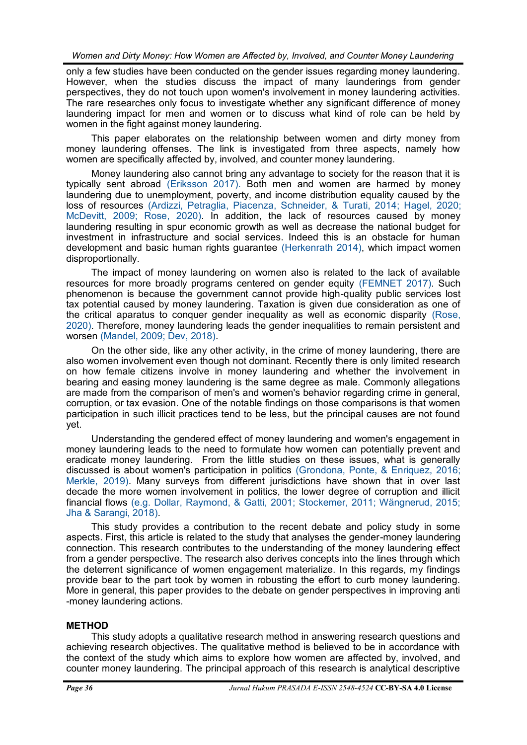only a few studies have been conducted on the gender issues regarding money laundering. However, when the studies discuss the impact of many launderings from gender perspectives, they do not touch upon women's involvement in money laundering activities. The rare researches only focus to investigate whether any significant difference of money laundering impact for men and women or to discuss what kind of role can be held by women in the fight against money laundering.

This paper elaborates on the relationship between women and dirty money from money laundering offenses. The link is investigated from three aspects, namely how women are specifically affected by, involved, and counter money laundering.

Money laundering also cannot bring any advantage to society for the reason that it is typically sent abroad (Eriksson 2017). Both men and women are harmed by money laundering due to unemployment, poverty, and income distribution equality caused by the loss of resources (Ardizzi, Petraglia, Piacenza, Schneider, & Turati, 2014; Hagel, 2020; McDevitt, 2009; Rose, 2020). In addition, the lack of resources caused by money laundering resulting in spur economic growth as well as decrease the national budget for investment in infrastructure and social services. Indeed this is an obstacle for human development and basic human rights guarantee (Herkenrath 2014), which impact women disproportionally.

The impact of money laundering on women also is related to the lack of available resources for more broadly programs centered on gender equity (FEMNET 2017). Such phenomenon is because the government cannot provide high-quality public services lost tax potential caused by money laundering. Taxation is given due consideration as one of the critical apparatus to conquer gender inequality as well as economic disparity (Rose, 2020). Therefore, money laundering leads the gender inequalities to remain persistent and worsen (Mandel, 2009; Dev, 2018).

On the other side, like any other activity, in the crime of money laundering, there are also women involvement even though not dominant. Recently there is only limited research on how female citizens involve in money laundering and whether the involvement in bearing and easing money laundering is the same degree as male. Commonly allegations are made from the comparison of men's and women's behavior regarding crime in general, corruption, or tax evasion. One of the notable findings on those comparisons is that women participation in such illicit practices tend to be less, but the principal causes are not found yet.

Understanding the gendered effect of money laundering and women's engagement in money laundering leads to the need to formulate how women can potentially prevent and eradicate money laundering. From the little studies on these issues, what is generally discussed is about women's participation in politics (Grondona, Ponte, & Enriquez, 2016; Merkle, 2019). Many surveys from different jurisdictions have shown that in over last decade the more women involvement in politics, the lower degree of corruption and illicit financial flows (e.g. Dollar, Raymond, & Gatti, 2001; Stockemer, 2011; Wängnerud, 2015; Jha & Sarangi, 2018).

This study provides a contribution to the recent debate and policy study in some aspects. First, this article is related to the study that analyses the gender-money laundering connection. This research contributes to the understanding of the money laundering effect from a gender perspective. The research also derives concepts into the lines through which the deterrent significance of women engagement materialize. In this regards, my findings provide bear to the part took by women in robusting the effort to curb money laundering. More in general, this paper provides to the debate on gender perspectives in improving anti -money laundering actions.

## METHOD

This study adopts a qualitative research method in answering research questions and achieving research objectives. The qualitative method is believed to be in accordance with the context of the study which aims to explore how women are affected by, involved, and counter money laundering. The principal approach of this research is analytical descriptive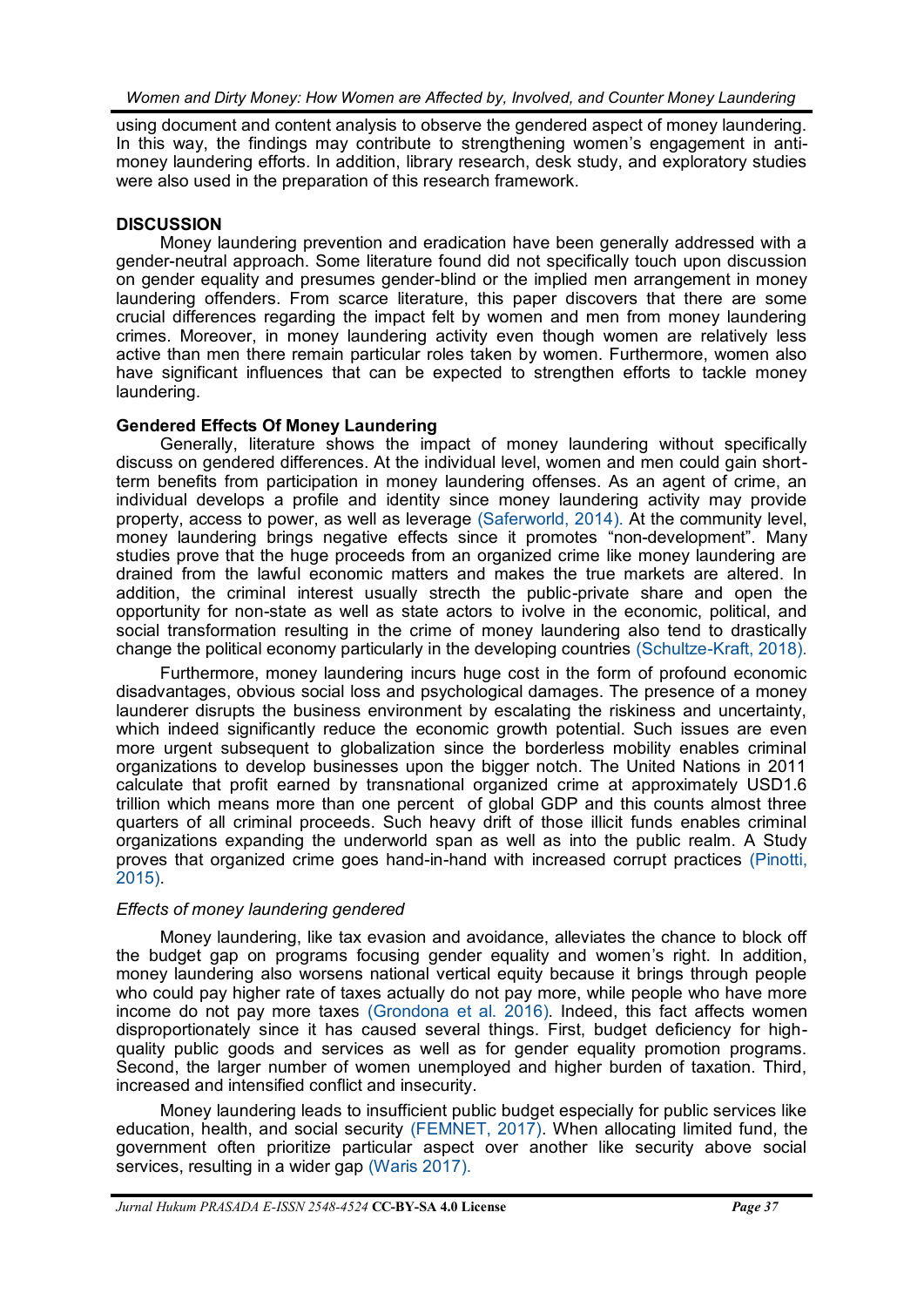using document and content analysis to observe the gendered aspect of money laundering. In this way, the findings may contribute to strengthening women's engagement in anti-money laundering efforts. In addition, library research, desk study, and exploratory studies were also used in the preparation of this research framework.

## DISCUSSION

Money laundering prevention and eradication have been generally addressed with a gender-neutral approach. Some literature found did not specifically touch upon discussion on gender equality and presumes gender-blind or the implied men arrangement in money laundering offenders. From scarce literature, this paper discovers that there are some crucial differences regarding the impact felt by women and men from money laundering crimes. Moreover, in money laundering activity even though women are relatively less active than men there remain particular roles taken by women. Furthermore, women also have significant influences that can be expected to strengthen efforts to tackle money laundering.

### Gendered Effects Of Money Laundering

Generally, literature shows the impact of money laundering without specifically discuss on gendered differences. At the individual level, women and men could gain short-term benefits from participation in money laundering offenses. As an agent of crime, an individual develops a profile and identity since money laundering activity may provide property, access to power, as well as leverage (Saferworld, 2014). At the community level, money laundering brings negative effects since it promotes "non-development". Many studies prove that the huge proceeds from an organized crime like money laundering are drained from the lawful economic matters and makes the true markets are altered. In addition, the criminal interest usually strecth the public-private share and open the opportunity for non-state as well as state actors to ivolve in the economic, political, and social transformation resulting in the crime of money laundering also tend to drastically change the political economy particularly in the developing countries (Schultze-Kraft, 2018).

Furthermore, money laundering incurs huge cost in the form of profound economic disadvantages, obvious social loss and psychological damages. The presence of a money launderer disrupts the business environment by escalating the riskiness and uncertainty, which indeed significantly reduce the economic growth potential. Such issues are even more urgent subsequent to globalization since the borderless mobility enables criminal organizations to develop businesses upon the bigger notch. The United Nations in 2011 calculate that profit earned by transnational organized crime at approximately USD1.6 trillion which means more than one percent of global GDP and this counts almost three quarters of all criminal proceeds. Such heavy drift of those illicit funds enables criminal organizations expanding the underworld span as well as into the public realm. A Study proves that organized crime goes hand-in-hand with increased corrupt practices (Pinotti, 2015).

#### *Effects of money laundering gendered*

Money laundering, like tax evasion and avoidance, alleviates the chance to block off the budget gap on programs focusing gender equality and women's right. In addition, money laundering also worsens national vertical equity because it brings through people who could pay higher rate of taxes actually do not pay more, while people who have more income do not pay more taxes (Grondona et al. 2016). Indeed, this fact affects women disproportionately since it has caused several things. First, budget deficiency for high-quality public goods and services as well as for gender equality promotion programs. Second, the larger number of women unemployed and higher burden of taxation. Third, increased and intensified conflict and insecurity.

Money laundering leads to insufficient public budget especially for public services like education, health, and social security (FEMNET, 2017). When allocating limited fund, the government often prioritize particular aspect over another like security above social services, resulting in a wider gap (Waris 2017).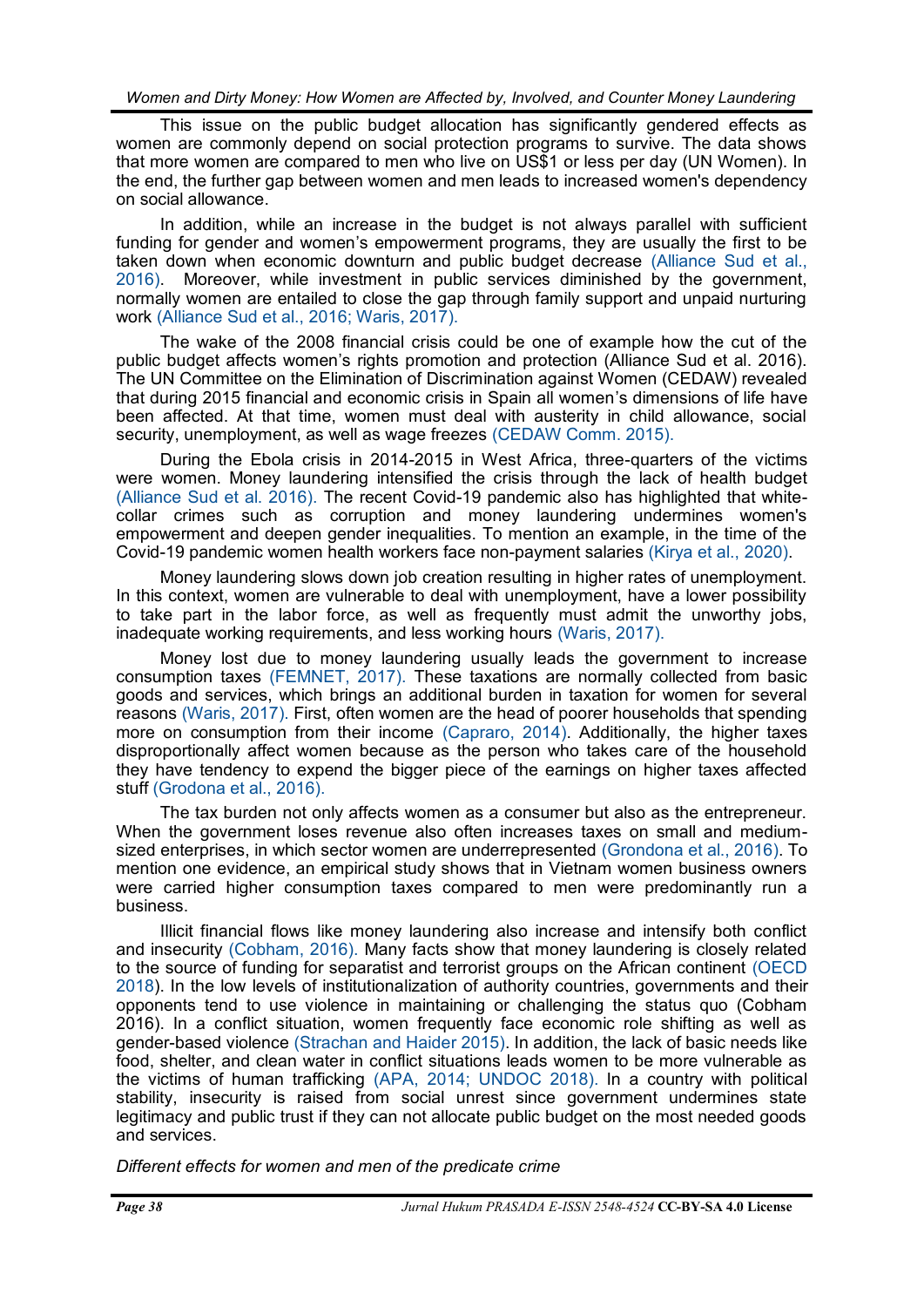This issue on the public budget allocation has significantly gendered effects as women are commonly depend on social protection programs to survive. The data shows that more women are compared to men who live on US$1 or less per day (UN Women). In the end, the further gap between women and men leads to increased women's dependency on social allowance.

In addition, while an increase in the budget is not always parallel with sufficient funding for gender and women's empowerment programs, they are usually the first to be taken down when economic downturn and public budget decrease (Alliance Sud et al., 2016). Moreover, while investment in public services diminished by the government, normally women are entailed to close the gap through family support and unpaid nurturing work (Alliance Sud et al., 2016; Waris, 2017).

The wake of the 2008 financial crisis could be one of example how the cut of the public budget affects women's rights promotion and protection (Alliance Sud et al. 2016). The UN Committee on the Elimination of Discrimination against Women (CEDAW) revealed that during 2015 financial and economic crisis in Spain all women's dimensions of life have been affected. At that time, women must deal with austerity in child allowance, social security, unemployment, as well as wage freezes (CEDAW Comm. 2015).

During the Ebola crisis in 2014-2015 in West Africa, three-quarters of the victims were women. Money laundering intensified the crisis through the lack of health budget (Alliance Sud et al. 2016). The recent Covid-19 pandemic also has highlighted that white-collar crimes such as corruption and money laundering undermines women's empowerment and deepen gender inequalities. To mention an example, in the time of the Covid-19 pandemic women health workers face non-payment salaries (Kirya et al., 2020).

Money laundering slows down job creation resulting in higher rates of unemployment. In this context, women are vulnerable to deal with unemployment, have a lower possibility to take part in the labor force, as well as frequently must admit the unworthy jobs, inadequate working requirements, and less working hours (Waris, 2017).

Money lost due to money laundering usually leads the government to increase consumption taxes (FEMNET, 2017). These taxations are normally collected from basic goods and services, which brings an additional burden in taxation for women for several reasons (Waris, 2017). First, often women are the head of poorer households that spending more on consumption from their income (Capraro, 2014). Additionally, the higher taxes disproportionally affect women because as the person who takes care of the household they have tendency to expend the bigger piece of the earnings on higher taxes affected stuff (Grodona et al., 2016).

The tax burden not only affects women as a consumer but also as the entrepreneur. When the government loses revenue also often increases taxes on small and medium-sized enterprises, in which sector women are underrepresented (Grondona et al., 2016). To mention one evidence, an empirical study shows that in Vietnam women business owners were carried higher consumption taxes compared to men were predominantly run a business.

Illicit financial flows like money laundering also increase and intensify both conflict and insecurity (Cobham, 2016). Many facts show that money laundering is closely related to the source of funding for separatist and terrorist groups on the African continent (OECD 2018). In the low levels of institutionalization of authority countries, governments and their opponents tend to use violence in maintaining or challenging the status quo (Cobham 2016). In a conflict situation, women frequently face economic role shifting as well as gender-based violence (Strachan and Haider 2015). In addition, the lack of basic needs like food, shelter, and clean water in conflict situations leads women to be more vulnerable as the victims of human trafficking (APA, 2014; UNDOC 2018). In a country with political stability, insecurity is raised from social unrest since government undermines state legitimacy and public trust if they can not allocate public budget on the most needed goods and services.

*Different effects for women and men of the predicate crime*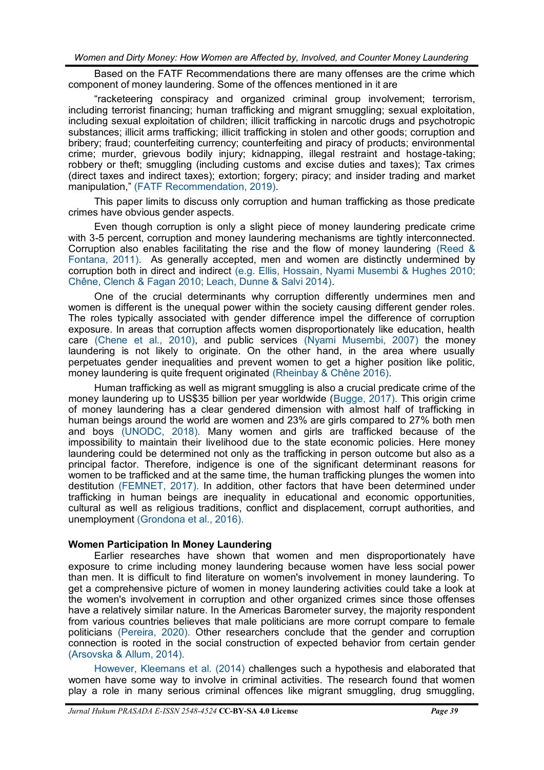Based on the FATF Recommendations there are many offenses are the crime which component of money laundering. Some of the offences mentioned in it are

"racketeering conspiracy and organized criminal group involvement; terrorism, including terrorist financing; human trafficking and migrant smuggling; sexual exploitation, including sexual exploitation of children; illicit trafficking in narcotic drugs and psychotropic substances; illicit arms trafficking; illicit trafficking in stolen and other goods; corruption and bribery; fraud; counterfeiting currency; counterfeiting and piracy of products; environmental crime; murder, grievous bodily injury; kidnapping, illegal restraint and hostage-taking; robbery or theft; smuggling (including customs and excise duties and taxes); Tax crimes (direct taxes and indirect taxes); extortion; forgery; piracy; and insider trading and market manipulation," (FATF Recommendation, 2019).

This paper limits to discuss only corruption and human trafficking as those predicate crimes have obvious gender aspects.

Even though corruption is only a slight piece of money laundering predicate crime with 3-5 percent, corruption and money laundering mechanisms are tightly interconnected. Corruption also enables facilitating the rise and the flow of money laundering (Reed & Fontana, 2011). As generally accepted, men and women are distinctly undermined by corruption both in direct and indirect (e.g. Ellis, Hossain, Nyami Musembi & Hughes 2010; Chêne, Clench & Fagan 2010; Leach, Dunne & Salvi 2014).

One of the crucial determinants why corruption differently undermines men and women is different is the unequal power within the society causing different gender roles. The roles typically associated with gender difference impel the difference of corruption exposure. In areas that corruption affects women disproportionately like education, health care (Chene et al., 2010), and public services (Nyami Musembi, 2007) the money laundering is not likely to originate. On the other hand, in the area where usually perpetuates gender inequalities and prevent women to get a higher position like politic, money laundering is quite frequent originated (Rheinbay & Chêne 2016).

Human trafficking as well as migrant smuggling is also a crucial predicate crime of the money laundering up to US$35 billion per year worldwide (Bugge, 2017). This origin crime of money laundering has a clear gendered dimension with almost half of trafficking in human beings around the world are women and 23% are girls compared to 27% both men and boys (UNODC, 2018). Many women and girls are trafficked because of the impossibility to maintain their livelihood due to the state economic policies. Here money laundering could be determined not only as the trafficking in person outcome but also as a principal factor. Therefore, indigence is one of the significant determinant reasons for women to be trafficked and at the same time, the human trafficking plunges the women into destitution (FEMNET, 2017). In addition, other factors that have been determined under trafficking in human beings are inequality in educational and economic opportunities, cultural as well as religious traditions, conflict and displacement, corrupt authorities, and unemployment (Grondona et al., 2016).

**Women Participation In Money Laundering**

Earlier researches have shown that women and men disproportionately have exposure to crime including money laundering because women have less social power than men. It is difficult to find literature on women's involvement in money laundering. To get a comprehensive picture of women in money laundering activities could take a look at the women's involvement in corruption and other organized crimes since those offenses have a relatively similar nature. In the Americas Barometer survey, the majority respondent from various countries believes that male politicians are more corrupt compare to female politicians (Pereira, 2020). Other researchers conclude that the gender and corruption connection is rooted in the social construction of expected behavior from certain gender (Arsovska & Allum, 2014).

However, Kleemans et al. (2014) challenges such a hypothesis and elaborated that women have some way to involve in criminal activities. The research found that women play a role in many serious criminal offences like migrant smuggling, drug smuggling,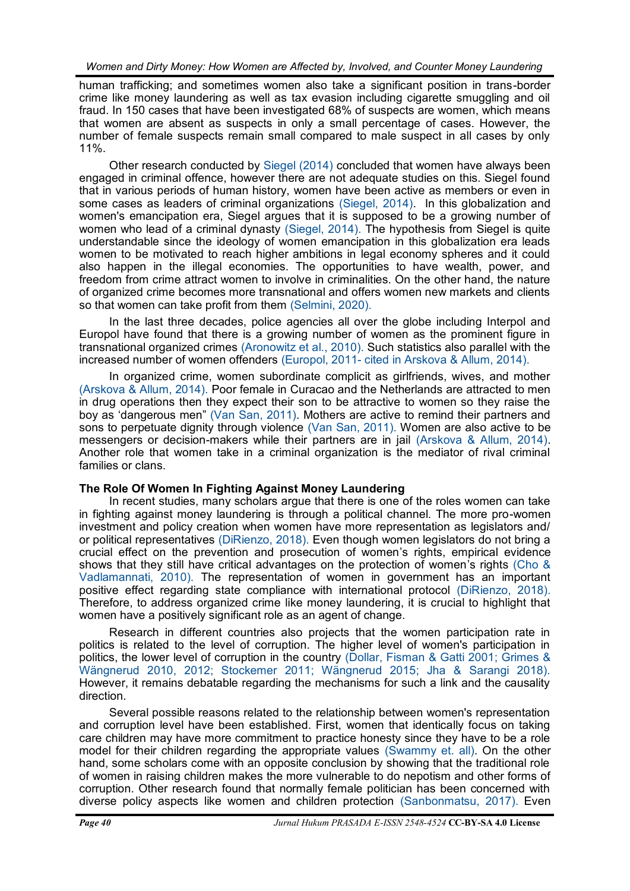human trafficking; and sometimes women also take a significant position in trans-border crime like money laundering as well as tax evasion including cigarette smuggling and oil fraud. In 150 cases that have been investigated 68% of suspects are women, which means that women are absent as suspects in only a small percentage of cases. However, the number of female suspects remain small compared to male suspect in all cases by only 11%.

Other research conducted by Siegel (2014) concluded that women have always been engaged in criminal offence, however there are not adequate studies on this. Siegel found that in various periods of human history, women have been active as members or even in some cases as leaders of criminal organizations (Siegel, 2014). In this globalization and women's emancipation era, Siegel argues that it is supposed to be a growing number of women who lead of a criminal dynasty (Siegel, 2014). The hypothesis from Siegel is quite understandable since the ideology of women emancipation in this globalization era leads women to be motivated to reach higher ambitions in legal economy spheres and it could also happen in the illegal economies. The opportunities to have wealth, power, and freedom from crime attract women to involve in criminalities. On the other hand, the nature of organized crime becomes more transnational and offers women new markets and clients so that women can take profit from them (Selmini, 2020).

In the last three decades, police agencies all over the globe including Interpol and Europol have found that there is a growing number of women as the prominent figure in transnational organized crimes (Aronowitz et al., 2010). Such statistics also parallel with the increased number of women offenders (Europol, 2011- cited in Arskova & Allum, 2014).

In organized crime, women subordinate complicit as girlfriends, wives, and mother (Arskova & Allum, 2014). Poor female in Curacao and the Netherlands are attracted to men in drug operations then they expect their son to be attractive to women so they raise the boy as 'dangerous men" (Van San, 2011). Mothers are active to remind their partners and sons to perpetuate dignity through violence (Van San, 2011). Women are also active to be messengers or decision-makers while their partners are in jail (Arskova & Allum, 2014). Another role that women take in a criminal organization is the mediator of rival criminal families or clans.

**The Role Of Women In Fighting Against Money Laundering**

In recent studies, many scholars argue that there is one of the roles women can take in fighting against money laundering is through a political channel. The more pro-women investment and policy creation when women have more representation as legislators and/ or political representatives (DiRienzo, 2018). Even though women legislators do not bring a crucial effect on the prevention and prosecution of women's rights, empirical evidence shows that they still have critical advantages on the protection of women's rights (Cho & Vadlamannati, 2010). The representation of women in government has an important positive effect regarding state compliance with international protocol (DiRienzo, 2018). Therefore, to address organized crime like money laundering, it is crucial to highlight that women have a positively significant role as an agent of change.

Research in different countries also projects that the women participation rate in politics is related to the level of corruption. The higher level of women's participation in politics, the lower level of corruption in the country (Dollar, Fisman & Gatti 2001; Grimes & Wängnerud 2010, 2012; Stockemer 2011; Wängnerud 2015; Jha & Sarangi 2018). However, it remains debatable regarding the mechanisms for such a link and the causality direction.

Several possible reasons related to the relationship between women's representation and corruption level have been established. First, women that identically focus on taking care children may have more commitment to practice honesty since they have to be a role model for their children regarding the appropriate values (Swammy et. all). On the other hand, some scholars come with an opposite conclusion by showing that the traditional role of women in raising children makes the more vulnerable to do nepotism and other forms of corruption. Other research found that normally female politician has been concerned with diverse policy aspects like women and children protection (Sanbonmatsu, 2017). Even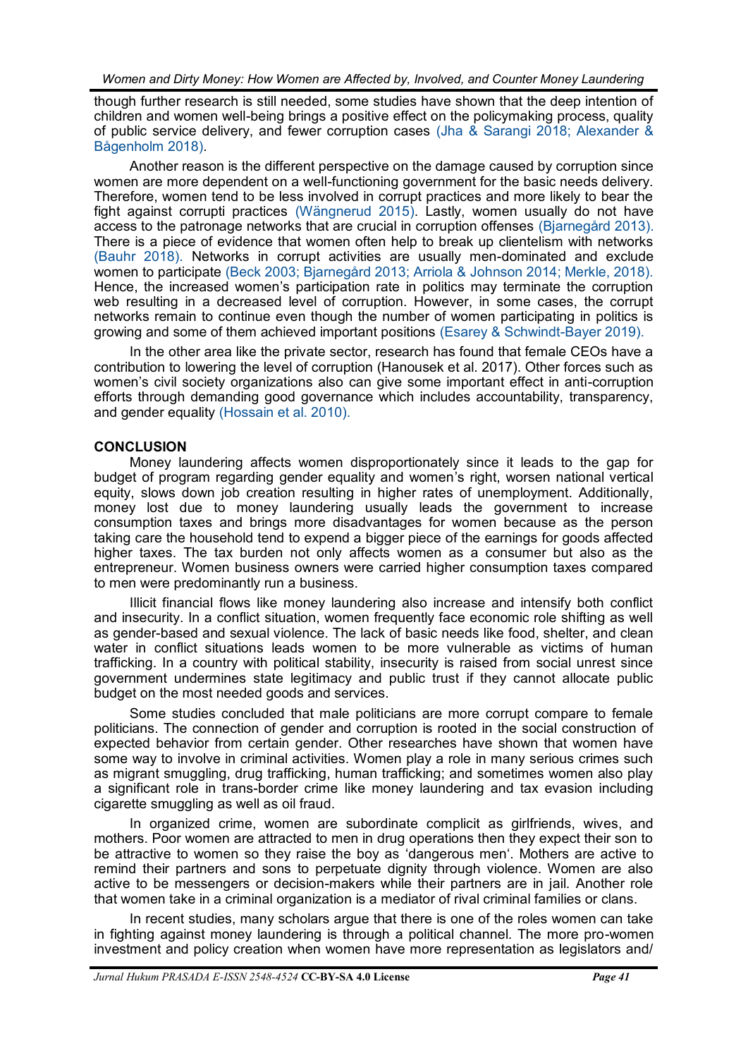though further research is still needed, some studies have shown that the deep intention of children and women well-being brings a positive effect on the policymaking process, quality of public service delivery, and fewer corruption cases (Jha & Sarangi 2018; Alexander & Bågenholm 2018).

Another reason is the different perspective on the damage caused by corruption since women are more dependent on a well-functioning government for the basic needs delivery. Therefore, women tend to be less involved in corrupt practices and more likely to bear the fight against corrupti practices (Wängnerud 2015). Lastly, women usually do not have access to the patronage networks that are crucial in corruption offenses (Bjarnegård 2013). There is a piece of evidence that women often help to break up clientelism with networks (Bauhr 2018). Networks in corrupt activities are usually men-dominated and exclude women to participate (Beck 2003; Bjarnegård 2013; Arriola & Johnson 2014; Merkle, 2018). Hence, the increased women's participation rate in politics may terminate the corruption web resulting in a decreased level of corruption. However, in some cases, the corrupt networks remain to continue even though the number of women participating in politics is growing and some of them achieved important positions (Esarey & Schwindt-Bayer 2019).

In the other area like the private sector, research has found that female CEOs have a contribution to lowering the level of corruption (Hanousek et al. 2017). Other forces such as women's civil society organizations also can give some important effect in anti-corruption efforts through demanding good governance which includes accountability, transparency, and gender equality (Hossain et al. 2010).

## CONCLUSION

Money laundering affects women disproportionately since it leads to the gap for budget of program regarding gender equality and women's right, worsen national vertical equity, slows down job creation resulting in higher rates of unemployment. Additionally, money lost due to money laundering usually leads the government to increase consumption taxes and brings more disadvantages for women because as the person taking care the household tend to expend a bigger piece of the earnings for goods affected higher taxes. The tax burden not only affects women as a consumer but also as the entrepreneur. Women business owners were carried higher consumption taxes compared to men were predominantly run a business.

Illicit financial flows like money laundering also increase and intensify both conflict and insecurity. In a conflict situation, women frequently face economic role shifting as well as gender-based and sexual violence. The lack of basic needs like food, shelter, and clean water in conflict situations leads women to be more vulnerable as victims of human trafficking. In a country with political stability, insecurity is raised from social unrest since government undermines state legitimacy and public trust if they cannot allocate public budget on the most needed goods and services.

Some studies concluded that male politicians are more corrupt compare to female politicians. The connection of gender and corruption is rooted in the social construction of expected behavior from certain gender. Other researches have shown that women have some way to involve in criminal activities. Women play a role in many serious crimes such as migrant smuggling, drug trafficking, human trafficking; and sometimes women also play a significant role in trans-border crime like money laundering and tax evasion including cigarette smuggling as well as oil fraud.

In organized crime, women are subordinate complicit as girlfriends, wives, and mothers. Poor women are attracted to men in drug operations then they expect their son to be attractive to women so they raise the boy as 'dangerous men'. Mothers are active to remind their partners and sons to perpetuate dignity through violence. Women are also active to be messengers or decision-makers while their partners are in jail. Another role that women take in a criminal organization is a mediator of rival criminal families or clans.

In recent studies, many scholars argue that there is one of the roles women can take in fighting against money laundering is through a political channel. The more pro-women investment and policy creation when women have more representation as legislators and/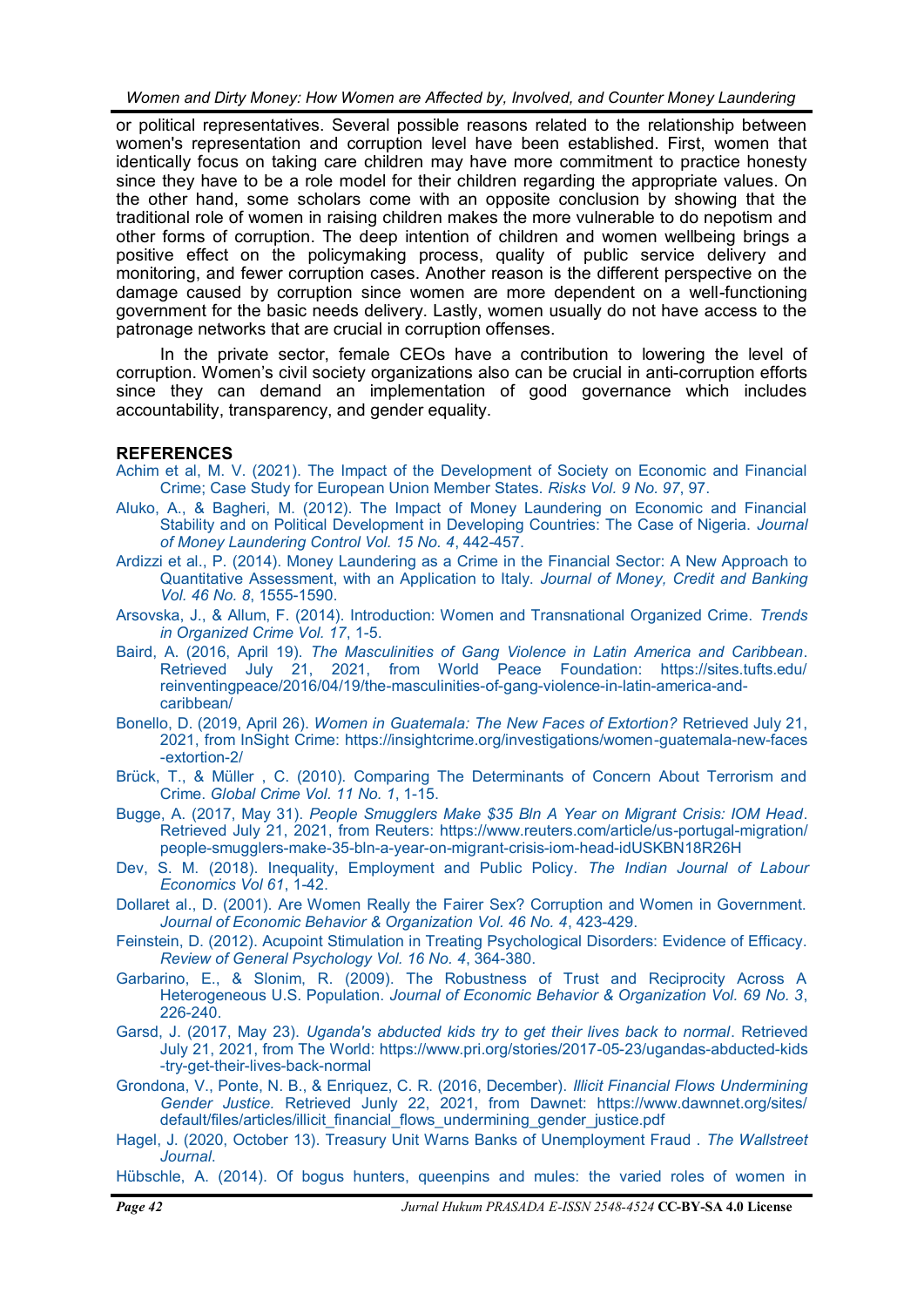or political representatives. Several possible reasons related to the relationship between women's representation and corruption level have been established. First, women that identically focus on taking care children may have more commitment to practice honesty since they have to be a role model for their children regarding the appropriate values. On the other hand, some scholars come with an opposite conclusion by showing that the traditional role of women in raising children makes the more vulnerable to do nepotism and other forms of corruption. The deep intention of children and women wellbeing brings a positive effect on the policymaking process, quality of public service delivery and monitoring, and fewer corruption cases. Another reason is the different perspective on the damage caused by corruption since women are more dependent on a well-functioning government for the basic needs delivery. Lastly, women usually do not have access to the patronage networks that are crucial in corruption offenses.

In the private sector, female CEOs have a contribution to lowering the level of corruption. Women's civil society organizations also can be crucial in anti-corruption efforts since they can demand an implementation of good governance which includes accountability, transparency, and gender equality.

## REFERENCES

Achim et al, M. V. (2021). The Impact of the Development of Society on Economic and Financial Crime; Case Study for European Union Member States. *Risks Vol. 9 No. 97*, 97.

Aluko, A., & Bagheri, M. (2012). The Impact of Money Laundering on Economic and Financial Stability and on Political Development in Developing Countries: The Case of Nigeria. *Journal of Money Laundering Control Vol. 15 No. 4*, 442-457.

Ardizzi et al., P. (2014). Money Laundering as a Crime in the Financial Sector: A New Approach to Quantitative Assessment, with an Application to Italy. *Journal of Money, Credit and Banking Vol. 46 No. 8*, 1555-1590.

Arsovska, J., & Allum, F. (2014). Introduction: Women and Transnational Organized Crime. *Trends in Organized Crime Vol. 17*, 1-5.

Baird, A. (2016, April 19). *The Masculinities of Gang Violence in Latin America and Caribbean*. Retrieved July 21, 2021, from World Peace Foundation: https://sites.tufts.edu/reinventingpeace/2016/04/19/the-masculinities-of-gang-violence-in-latin-america-and-caribbean/

Bonello, D. (2019, April 26). *Women in Guatemala: The New Faces of Extortion?* Retrieved July 21, 2021, from InSight Crime: https://insightcrime.org/investigations/women-guatemala-new-faces-extortion-2/

Brück, T., & Müller , C. (2010). Comparing The Determinants of Concern About Terrorism and Crime. *Global Crime Vol. 11 No. 1*, 1-15.

Bugge, A. (2017, May 31). *People Smugglers Make $35 Bln A Year on Migrant Crisis: IOM Head*. Retrieved July 21, 2021, from Reuters: https://www.reuters.com/article/us-portugal-migration/people-smugglers-make-35-bln-a-year-on-migrant-crisis-iom-head-idUSKBN18R26H

Dev, S. M. (2018). Inequality, Employment and Public Policy. *The Indian Journal of Labour Economics Vol 61*, 1-42.

Dollaret al., D. (2001). Are Women Really the Fairer Sex? Corruption and Women in Government. *Journal of Economic Behavior & Organization Vol. 46 No. 4*, 423-429.

Feinstein, D. (2012). Acupoint Stimulation in Treating Psychological Disorders: Evidence of Efficacy. *Review of General Psychology Vol. 16 No. 4*, 364-380.

Garbarino, E., & Slonim, R. (2009). The Robustness of Trust and Reciprocity Across A Heterogeneous U.S. Population. *Journal of Economic Behavior & Organization Vol. 69 No. 3*, 226-240.

Garsd, J. (2017, May 23). *Uganda's abducted kids try to get their lives back to normal*. Retrieved July 21, 2021, from The World: https://www.pri.org/stories/2017-05-23/ugandas-abducted-kids-try-get-their-lives-back-normal

Grondona, V., Ponte, N. B., & Enriquez, C. R. (2016, December). *Illicit Financial Flows Undermining Gender Justice.* Retrieved Junly 22, 2021, from Dawnet: https://www.dawnnet.org/sites/default/files/articles/illicit_financial_flows_undermining_gender_justice.pdf

Hagel, J. (2020, October 13). Treasury Unit Warns Banks of Unemployment Fraud . *The Wallstreet Journal*.

Hübschle, A. (2014). Of bogus hunters, queenpins and mules: the varied roles of women in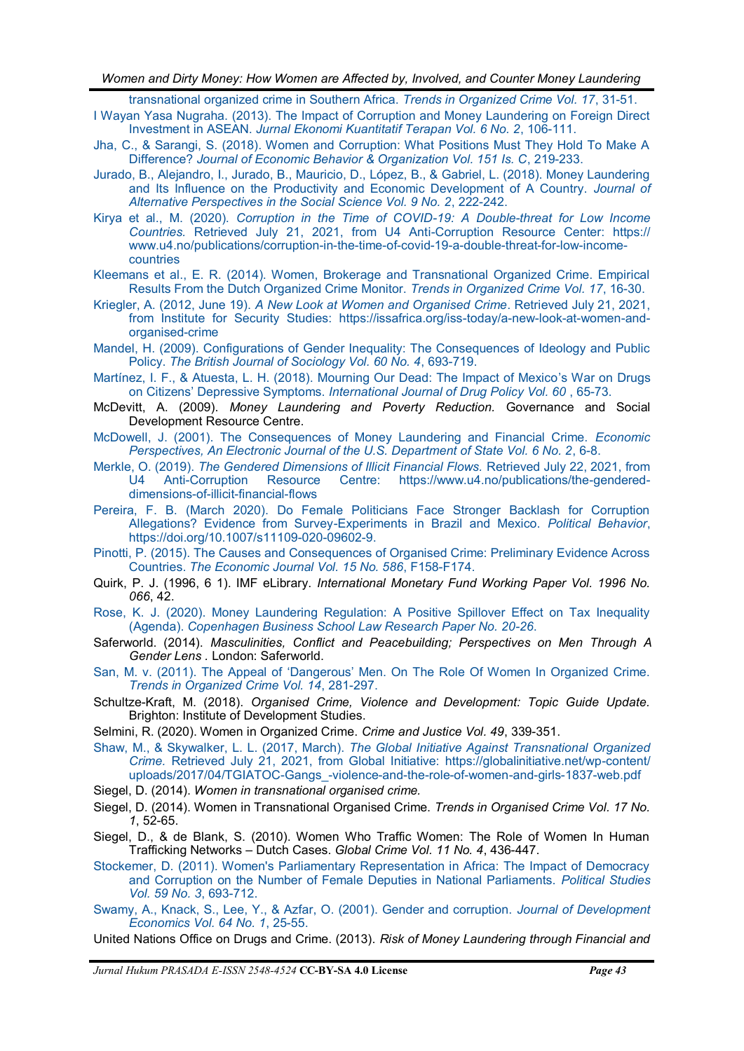transnational organized crime in Southern Africa. *Trends in Organized Crime Vol. 17*, 31-51.

I Wayan Yasa Nugraha. (2013). The Impact of Corruption and Money Laundering on Foreign Direct Investment in ASEAN. *Jurnal Ekonomi Kuantitatif Terapan Vol. 6 No. 2*, 106-111.

Jha, C., & Sarangi, S. (2018). Women and Corruption: What Positions Must They Hold To Make A Difference? *Journal of Economic Behavior & Organization Vol. 151 Is. C*, 219-233.

Jurado, B., Alejandro, I., Jurado, B., Mauricio, D., López, B., & Gabriel, L. (2018). Money Laundering and Its Influence on the Productivity and Economic Development of A Country. *Journal of Alternative Perspectives in the Social Science Vol. 9 No. 2*, 222-242.

Kirya et al., M. (2020). *Corruption in the Time of COVID-19: A Double-threat for Low Income Countries.* Retrieved July 21, 2021, from U4 Anti-Corruption Resource Center: https://www.u4.no/publications/corruption-in-the-time-of-covid-19-a-double-threat-for-low-income-countries

Kleemans et al., E. R. (2014). Women, Brokerage and Transnational Organized Crime. Empirical Results From the Dutch Organized Crime Monitor. *Trends in Organized Crime Vol. 17*, 16-30.

Kriegler, A. (2012, June 19). *A New Look at Women and Organised Crime*. Retrieved July 21, 2021, from Institute for Security Studies: https://issafrica.org/iss-today/a-new-look-at-women-and-organised-crime

Mandel, H. (2009). Configurations of Gender Inequality: The Consequences of Ideology and Public Policy. *The British Journal of Sociology Vol. 60 No. 4*, 693-719.

Martínez, I. F., & Atuesta, L. H. (2018). Mourning Our Dead: The Impact of Mexico's War on Drugs on Citizens' Depressive Symptoms. *International Journal of Drug Policy Vol. 60* , 65-73.

McDevitt, A. (2009). *Money Laundering and Poverty Reduction.* Governance and Social Development Resource Centre.

McDowell, J. (2001). The Consequences of Money Laundering and Financial Crime. *Economic Perspectives, An Electronic Journal of the U.S. Department of State Vol. 6 No. 2*, 6-8.

Merkle, O. (2019). *The Gendered Dimensions of Illicit Financial Flows.* Retrieved July 22, 2021, from U4 Anti-Corruption Resource Centre: https://www.u4.no/publications/the-gendered-dimensions-of-illicit-financial-flows

Pereira, F. B. (March 2020). Do Female Politicians Face Stronger Backlash for Corruption Allegations? Evidence from Survey-Experiments in Brazil and Mexico. *Political Behavior*, https://doi.org/10.1007/s11109-020-09602-9.

Pinotti, P. (2015). The Causes and Consequences of Organised Crime: Preliminary Evidence Across Countries. *The Economic Journal Vol. 15 No. 586*, F158-F174.

Quirk, P. J. (1996, 6 1). IMF eLibrary. *International Monetary Fund Working Paper Vol. 1996 No. 066*, 42.

Rose, K. J. (2020). Money Laundering Regulation: A Positive Spillover Effect on Tax Inequality (Agenda). *Copenhagen Business School Law Research Paper No. 20-26*.

Saferworld. (2014). *Masculinities, Conflict and Peacebuilding; Perspectives on Men Through A Gender Lens* . London: Saferworld.

San, M. v. (2011). The Appeal of 'Dangerous' Men. On The Role Of Women In Organized Crime. *Trends in Organized Crime Vol. 14*, 281-297.

Schultze-Kraft, M. (2018). *Organised Crime, Violence and Development: Topic Guide Update.* Brighton: Institute of Development Studies.

Selmini, R. (2020). Women in Organized Crime. *Crime and Justice Vol. 49*, 339-351.

Shaw, M., & Skywalker, L. L. (2017, March). *The Global Initiative Against Transnational Organized Crime.* Retrieved July 21, 2021, from Global Initiative: https://globalinitiative.net/wp-content/uploads/2017/04/TGIATOC-Gangs_-violence-and-the-role-of-women-and-girls-1837-web.pdf

Siegel, D. (2014). *Women in transnational organised crime.*

Siegel, D. (2014). Women in Transnational Organised Crime. *Trends in Organised Crime Vol. 17 No. 1*, 52-65.

Siegel, D., & de Blank, S. (2010). Women Who Traffic Women: The Role of Women In Human Trafficking Networks – Dutch Cases. *Global Crime Vol. 11 No. 4*, 436-447.

Stockemer, D. (2011). Women's Parliamentary Representation in Africa: The Impact of Democracy and Corruption on the Number of Female Deputies in National Parliaments. *Political Studies Vol. 59 No. 3*, 693-712.

Swamy, A., Knack, S., Lee, Y., & Azfar, O. (2001). Gender and corruption. *Journal of Development Economics Vol. 64 No. 1*, 25-55.

United Nations Office on Drugs and Crime. (2013). *Risk of Money Laundering through Financial and*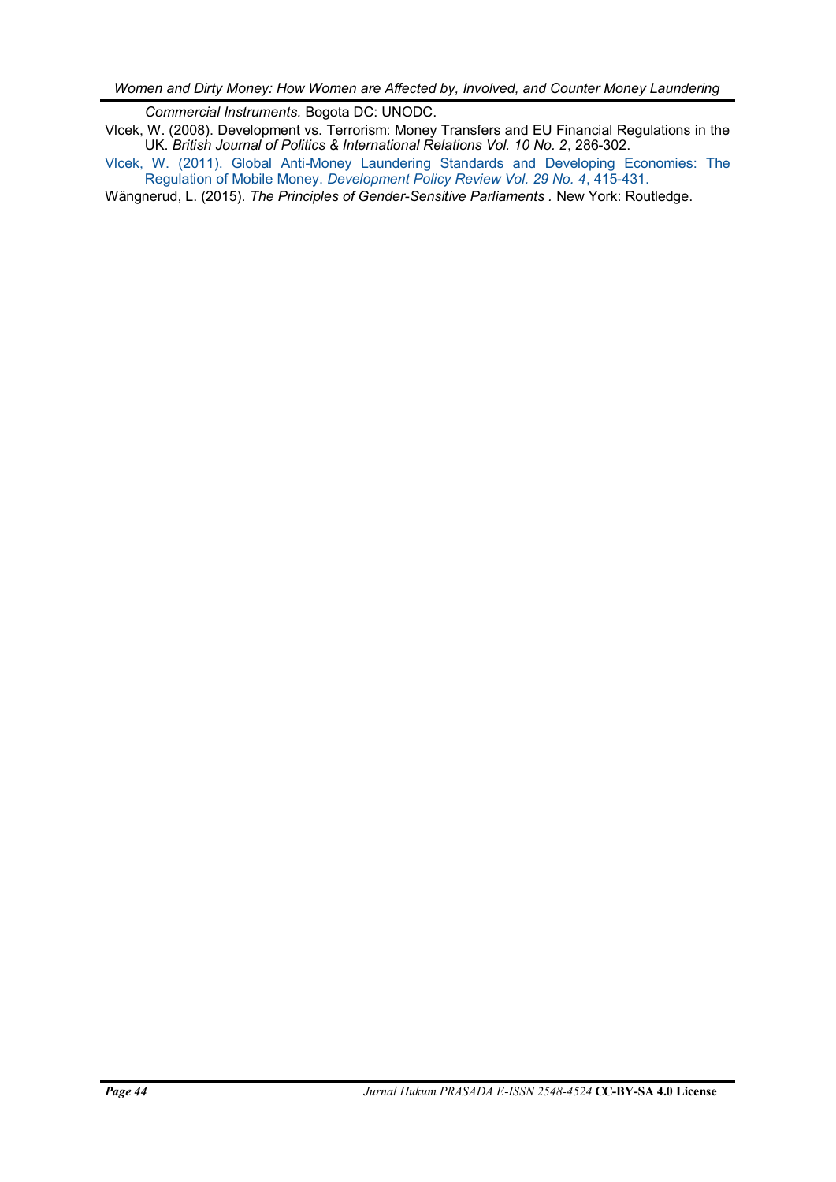*Commercial Instruments.* Bogota DC: UNODC.

Vlcek, W. (2008). Development vs. Terrorism: Money Transfers and EU Financial Regulations in the UK. *British Journal of Politics & International Relations Vol. 10 No. 2*, 286-302.

Vlcek, W. (2011). Global Anti-Money Laundering Standards and Developing Economies: The Regulation of Mobile Money. *Development Policy Review Vol. 29 No. 4*, 415-431.

Wängnerud, L. (2015). *The Principles of Gender-Sensitive Parliaments* . New York: Routledge.